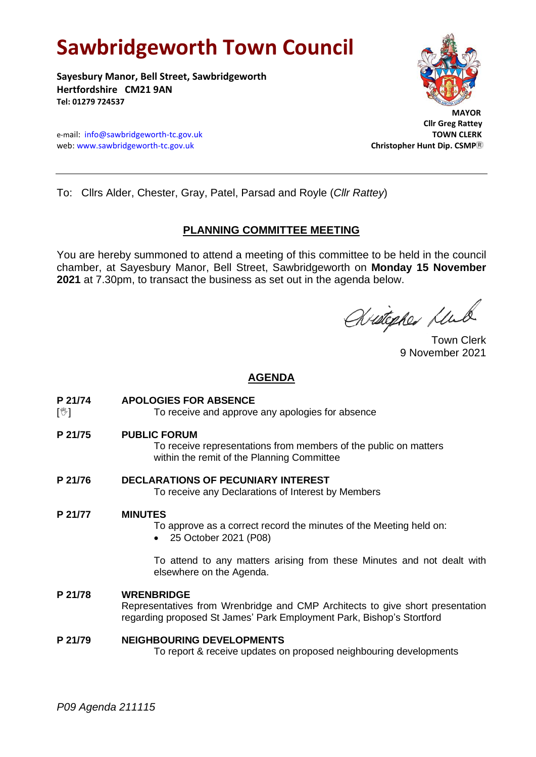# Sawbridgeworth Town Council

**Sayesbury Manor, Bell Street, Sawbridgeworth**
**Hertfordshire CM21 9AN**
**Tel: 01279 724537**

e-mail: info@sawbridgeworth-tc.gov.uk
web: www.sawbridgeworth-tc.gov.uk

**MAYOR**
**Cllr Greg Rattey**
**TOWN CLERK**
**Christopher Hunt Dip. CSMP®**

---

To: Cllrs Alder, Chester, Gray, Patel, Parsad and Royle (*Cllr Rattey*)

## PLANNING COMMITTEE MEETING

You are hereby summoned to attend a meeting of this committee to be held in the council chamber, at Sayesbury Manor, Bell Street, Sawbridgeworth on **Monday 15 November 2021** at 7.30pm, to transact the business as set out in the agenda below.

Town Clerk
9 November 2021

## AGENDA

**P 21/74** [✋] **APOLOGIES FOR ABSENCE**
To receive and approve any apologies for absence

**P 21/75** **PUBLIC FORUM**
To receive representations from members of the public on matters within the remit of the Planning Committee

**P 21/76** **DECLARATIONS OF PECUNIARY INTEREST**
To receive any Declarations of Interest by Members

**P 21/77** **MINUTES**
To approve as a correct record the minutes of the Meeting held on:
- 25 October 2021 (P08)

To attend to any matters arising from these Minutes and not dealt with elsewhere on the Agenda.

**P 21/78** **WRENBRIDGE**
Representatives from Wrenbridge and CMP Architects to give short presentation regarding proposed St James' Park Employment Park, Bishop's Stortford

**P 21/79** **NEIGHBOURING DEVELOPMENTS**
To report & receive updates on proposed neighbouring developments

*P09 Agenda 211115*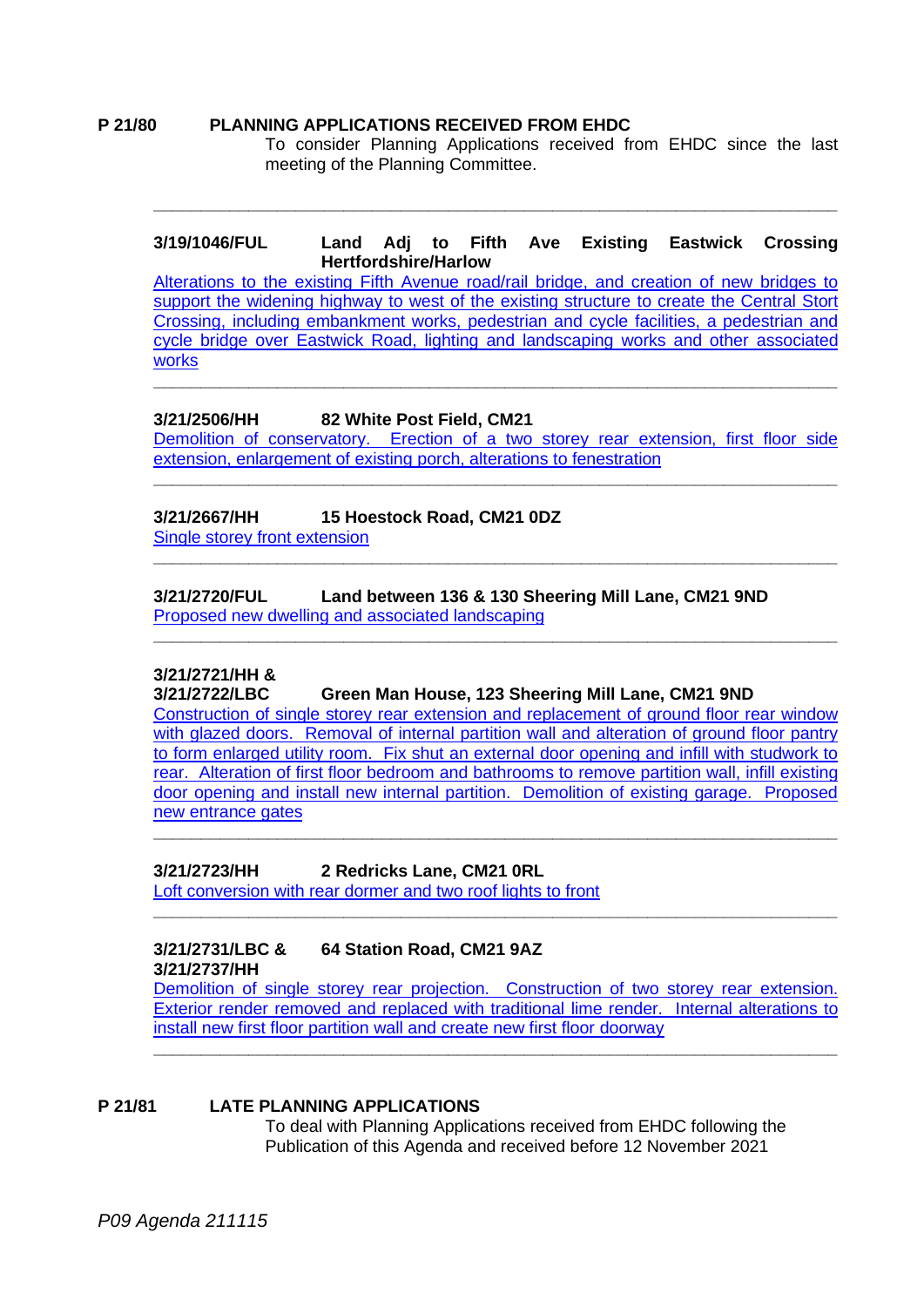**P 21/80 PLANNING APPLICATIONS RECEIVED FROM EHDC**

To consider Planning Applications received from EHDC since the last meeting of the Planning Committee.

---

**3/19/1046/FUL Land Adj to Fifth Ave Existing Eastwick Crossing Hertfordshire/Harlow**

Alterations to the existing Fifth Avenue road/rail bridge, and creation of new bridges to support the widening highway to west of the existing structure to create the Central Stort Crossing, including embankment works, pedestrian and cycle facilities, a pedestrian and cycle bridge over Eastwick Road, lighting and landscaping works and other associated works

---

**3/21/2506/HH 82 White Post Field, CM21**

Demolition of conservatory. Erection of a two storey rear extension, first floor side extension, enlargement of existing porch, alterations to fenestration

---

**3/21/2667/HH 15 Hoestock Road, CM21 0DZ**

Single storey front extension

---

**3/21/2720/FUL Land between 136 & 130 Sheering Mill Lane, CM21 9ND**

Proposed new dwelling and associated landscaping

---

**3/21/2721/HH & 3/21/2722/LBC Green Man House, 123 Sheering Mill Lane, CM21 9ND**

Construction of single storey rear extension and replacement of ground floor rear window with glazed doors. Removal of internal partition wall and alteration of ground floor pantry to form enlarged utility room. Fix shut an external door opening and infill with studwork to rear. Alteration of first floor bedroom and bathrooms to remove partition wall, infill existing door opening and install new internal partition. Demolition of existing garage. Proposed new entrance gates

---

**3/21/2723/HH 2 Redricks Lane, CM21 0RL**

Loft conversion with rear dormer and two roof lights to front

---

**3/21/2731/LBC & 3/21/2737/HH 64 Station Road, CM21 9AZ**

Demolition of single storey rear projection. Construction of two storey rear extension. Exterior render removed and replaced with traditional lime render. Internal alterations to install new first floor partition wall and create new first floor doorway

---

**P 21/81 LATE PLANNING APPLICATIONS**

To deal with Planning Applications received from EHDC following the Publication of this Agenda and received before 12 November 2021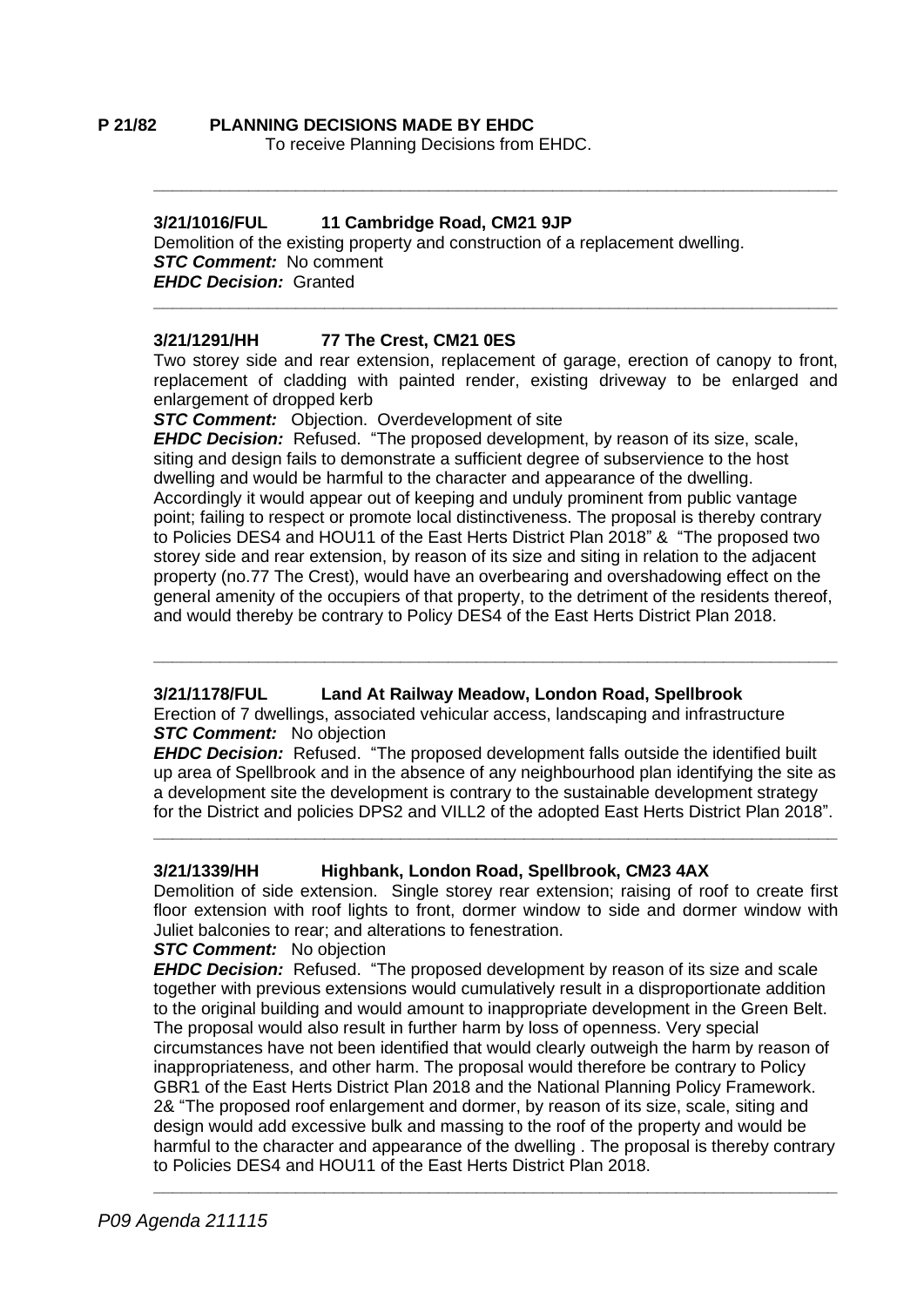**P 21/82 PLANNING DECISIONS MADE BY EHDC**

To receive Planning Decisions from EHDC.

---

**3/21/1016/FUL 11 Cambridge Road, CM21 9JP**

Demolition of the existing property and construction of a replacement dwelling.
***STC Comment:*** No comment
***EHDC Decision:*** Granted

---

**3/21/1291/HH 77 The Crest, CM21 0ES**

Two storey side and rear extension, replacement of garage, erection of canopy to front, replacement of cladding with painted render, existing driveway to be enlarged and enlargement of dropped kerb

***STC Comment:*** Objection. Overdevelopment of site

***EHDC Decision:*** Refused. "The proposed development, by reason of its size, scale, siting and design fails to demonstrate a sufficient degree of subservience to the host dwelling and would be harmful to the character and appearance of the dwelling. Accordingly it would appear out of keeping and unduly prominent from public vantage point; failing to respect or promote local distinctiveness. The proposal is thereby contrary to Policies DES4 and HOU11 of the East Herts District Plan 2018" & "The proposed two storey side and rear extension, by reason of its size and siting in relation to the adjacent property (no.77 The Crest), would have an overbearing and overshadowing effect on the general amenity of the occupiers of that property, to the detriment of the residents thereof, and would thereby be contrary to Policy DES4 of the East Herts District Plan 2018.

---

**3/21/1178/FUL Land At Railway Meadow, London Road, Spellbrook**

Erection of 7 dwellings, associated vehicular access, landscaping and infrastructure
***STC Comment:*** No objection

***EHDC Decision:*** Refused. "The proposed development falls outside the identified built up area of Spellbrook and in the absence of any neighbourhood plan identifying the site as a development site the development is contrary to the sustainable development strategy for the District and policies DPS2 and VILL2 of the adopted East Herts District Plan 2018".

---

**3/21/1339/HH Highbank, London Road, Spellbrook, CM23 4AX**

Demolition of side extension. Single storey rear extension; raising of roof to create first floor extension with roof lights to front, dormer window to side and dormer window with Juliet balconies to rear; and alterations to fenestration.

***STC Comment:*** No objection

***EHDC Decision:*** Refused. "The proposed development by reason of its size and scale together with previous extensions would cumulatively result in a disproportionate addition to the original building and would amount to inappropriate development in the Green Belt. The proposal would also result in further harm by loss of openness. Very special circumstances have not been identified that would clearly outweigh the harm by reason of inappropriateness, and other harm. The proposal would therefore be contrary to Policy GBR1 of the East Herts District Plan 2018 and the National Planning Policy Framework. 2& "The proposed roof enlargement and dormer, by reason of its size, scale, siting and design would add excessive bulk and massing to the roof of the property and would be harmful to the character and appearance of the dwelling . The proposal is thereby contrary to Policies DES4 and HOU11 of the East Herts District Plan 2018.

---

*P09 Agenda 211115*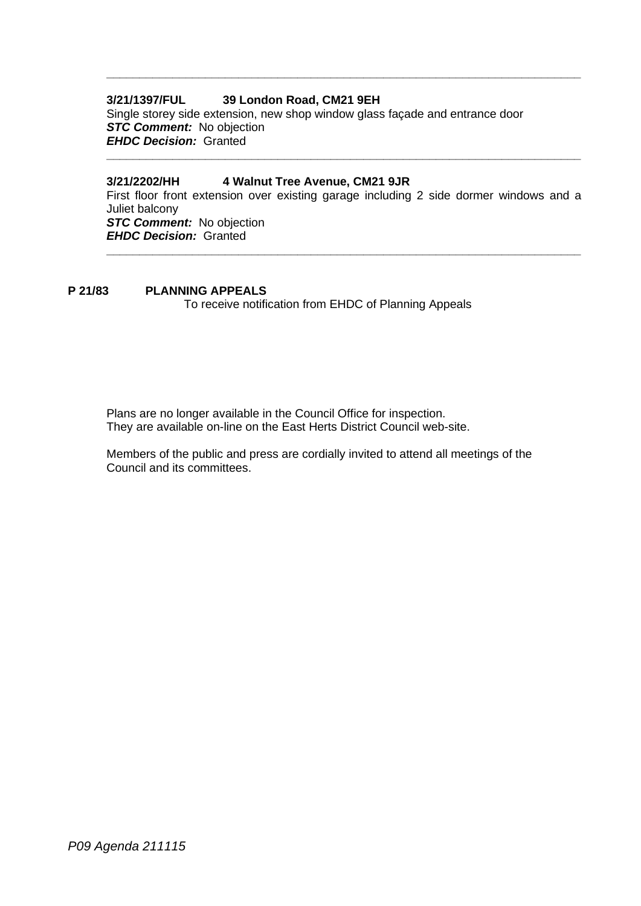---

**3/21/1397/FUL 39 London Road, CM21 9EH**
Single storey side extension, new shop window glass façade and entrance door
***STC Comment:*** No objection
***EHDC Decision:*** Granted

---

**3/21/2202/HH 4 Walnut Tree Avenue, CM21 9JR**
First floor front extension over existing garage including 2 side dormer windows and a Juliet balcony
***STC Comment:*** No objection
***EHDC Decision:*** Granted

---

**P 21/83 PLANNING APPEALS**

To receive notification from EHDC of Planning Appeals

Plans are no longer available in the Council Office for inspection.
They are available on-line on the East Herts District Council web-site.

Members of the public and press are cordially invited to attend all meetings of the Council and its committees.

*P09 Agenda 211115*